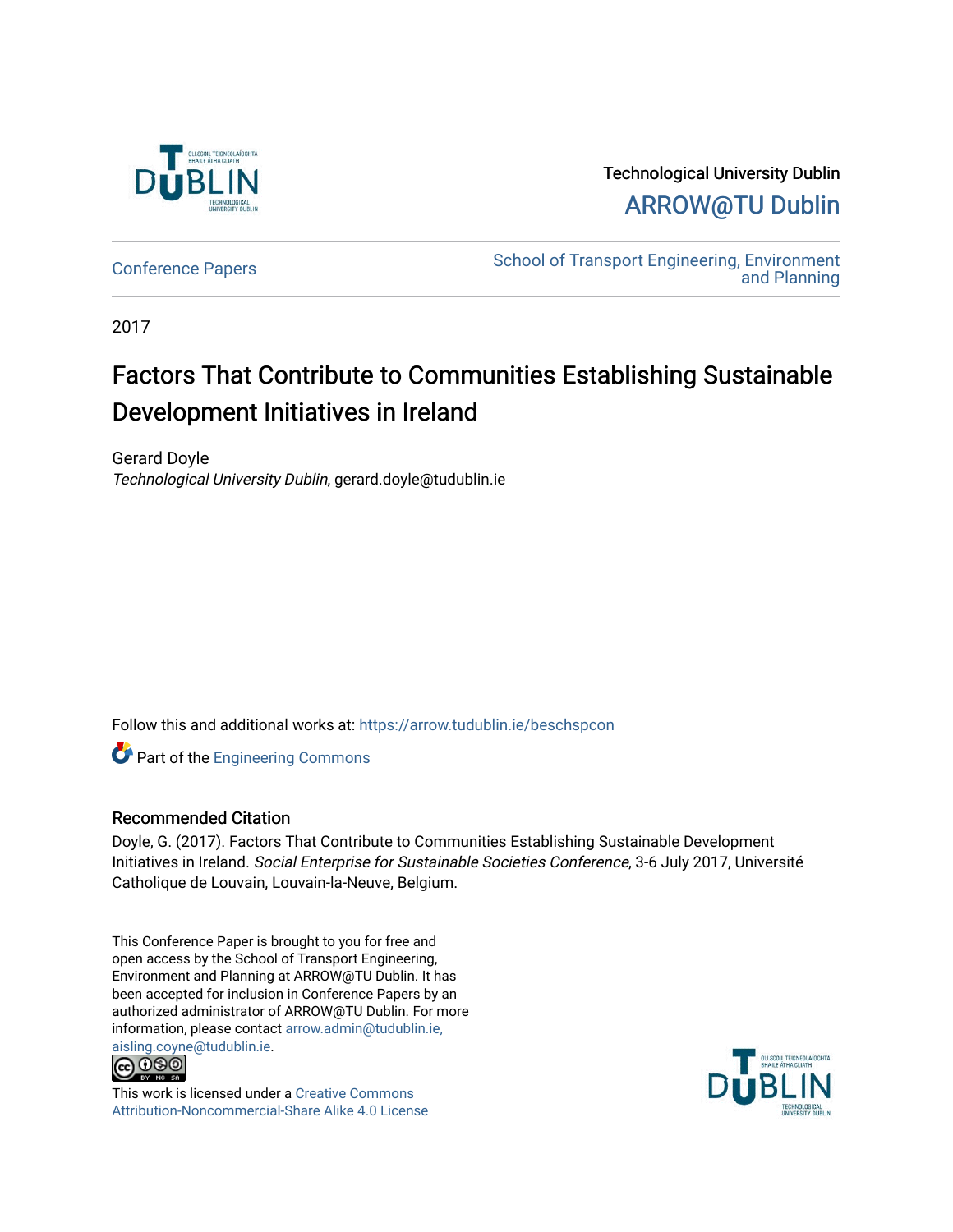Technological University Dublin

ARROW@TU Dublin

Conference Papers

School of Transport Engineering, Environment and Planning

2017

# Factors That Contribute to Communities Establishing Sustainable Development Initiatives in Ireland

Gerard Doyle
*Technological University Dublin*, gerard.doyle@tudublin.ie

Follow this and additional works at: https://arrow.tudublin.ie/beschspcon

Part of the Engineering Commons

## Recommended Citation

Doyle, G. (2017). Factors That Contribute to Communities Establishing Sustainable Development Initiatives in Ireland. *Social Enterprise for Sustainable Societies Conference*, 3-6 July 2017, Université Catholique de Louvain, Louvain-la-Neuve, Belgium.

This Conference Paper is brought to you for free and open access by the School of Transport Engineering, Environment and Planning at ARROW@TU Dublin. It has been accepted for inclusion in Conference Papers by an authorized administrator of ARROW@TU Dublin. For more information, please contact arrow.admin@tudublin.ie, aisling.coyne@tudublin.ie.

This work is licensed under a Creative Commons Attribution-Noncommercial-Share Alike 4.0 License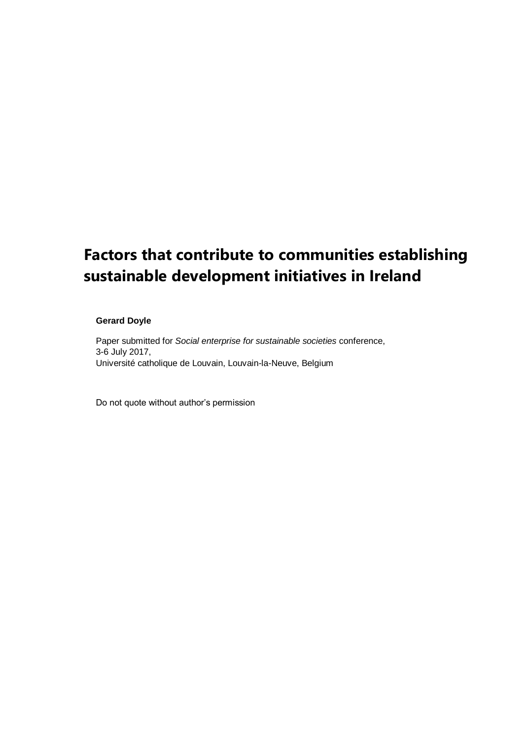# Factors that contribute to communities establishing sustainable development initiatives in Ireland

**Gerard Doyle**

Paper submitted for *Social enterprise for sustainable societies* conference,
3-6 July 2017,
Université catholique de Louvain, Louvain-la-Neuve, Belgium

Do not quote without author's permission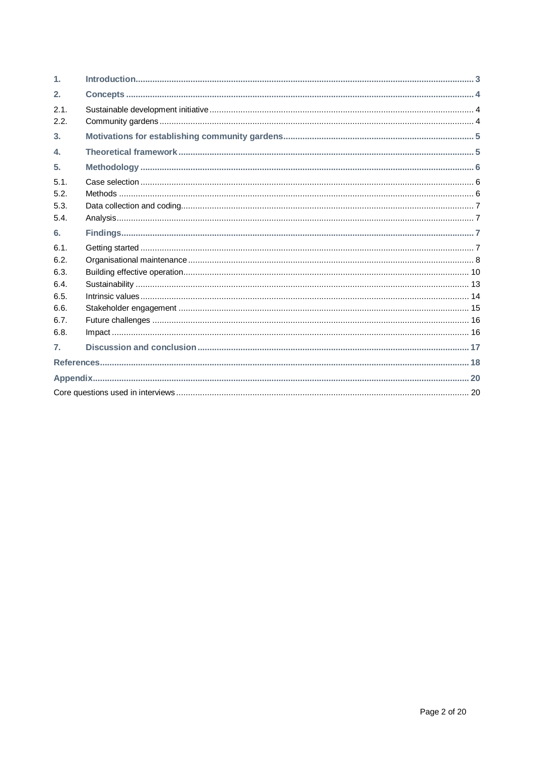1. **Introduction** ........................................................................................................................................ 3
2. **Concepts** ............................................................................................................................................ 4
   - 2.1. Sustainable development initiative ............................................................................................ 4
   - 2.2. Community gardens ..................................................................................................................... 4
3. **Motivations for establishing community gardens** ............................................................................ 5
4. **Theoretical framework** ....................................................................................................................... 5
5. **Methodology** ...................................................................................................................................... 6
   - 5.1. Case selection ............................................................................................................................. 6
   - 5.2. Methods ....................................................................................................................................... 6
   - 5.3. Data collection and coding .......................................................................................................... 7
   - 5.4. Analysis ....................................................................................................................................... 7
6. **Findings** ............................................................................................................................................. 7
   - 6.1. Getting started ............................................................................................................................ 7
   - 6.2. Organisational maintenance ....................................................................................................... 8
   - 6.3. Building effective operation ...................................................................................................... 10
   - 6.4. Sustainability ............................................................................................................................. 13
   - 6.5. Intrinsic values ........................................................................................................................... 14
   - 6.6. Stakeholder engagement .......................................................................................................... 15
   - 6.7. Future challenges ...................................................................................................................... 16
   - 6.8. Impact ........................................................................................................................................ 16
7. **Discussion and conclusion** ............................................................................................................. 17

**References** ......................................................................................................................................... 18

**Appendix** ............................................................................................................................................. 20

Core questions used in interviews ........................................................................................................... 20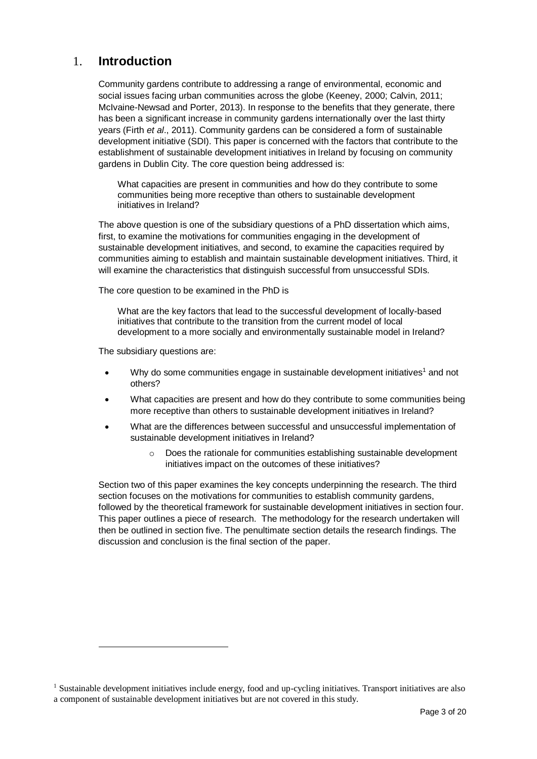# 1. **Introduction**

Community gardens contribute to addressing a range of environmental, economic and social issues facing urban communities across the globe (Keeney, 2000; Calvin, 2011; McIvaine-Newsad and Porter, 2013). In response to the benefits that they generate, there has been a significant increase in community gardens internationally over the last thirty years (Firth *et al*., 2011). Community gardens can be considered a form of sustainable development initiative (SDI). This paper is concerned with the factors that contribute to the establishment of sustainable development initiatives in Ireland by focusing on community gardens in Dublin City. The core question being addressed is:

> What capacities are present in communities and how do they contribute to some communities being more receptive than others to sustainable development initiatives in Ireland?

The above question is one of the subsidiary questions of a PhD dissertation which aims, first, to examine the motivations for communities engaging in the development of sustainable development initiatives, and second, to examine the capacities required by communities aiming to establish and maintain sustainable development initiatives. Third, it will examine the characteristics that distinguish successful from unsuccessful SDIs.

The core question to be examined in the PhD is

> What are the key factors that lead to the successful development of locally-based initiatives that contribute to the transition from the current model of local development to a more socially and environmentally sustainable model in Ireland?

The subsidiary questions are:

- Why do some communities engage in sustainable development initiatives[1] and not others?
- What capacities are present and how do they contribute to some communities being more receptive than others to sustainable development initiatives in Ireland?
- What are the differences between successful and unsuccessful implementation of sustainable development initiatives in Ireland?
    - Does the rationale for communities establishing sustainable development initiatives impact on the outcomes of these initiatives?

Section two of this paper examines the key concepts underpinning the research. The third section focuses on the motivations for communities to establish community gardens, followed by the theoretical framework for sustainable development initiatives in section four. This paper outlines a piece of research. The methodology for the research undertaken will then be outlined in section five. The penultimate section details the research findings. The discussion and conclusion is the final section of the paper.

[1] Sustainable development initiatives include energy, food and up-cycling initiatives. Transport initiatives are also a component of sustainable development initiatives but are not covered in this study.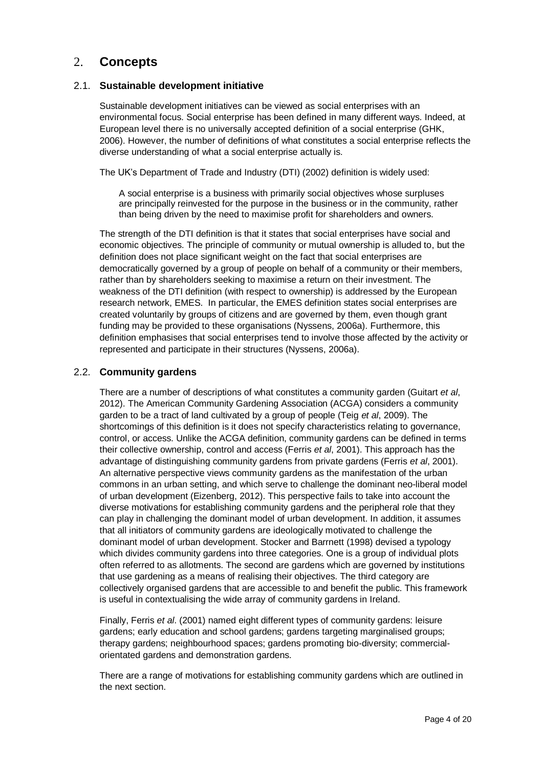# 2. Concepts

## 2.1. Sustainable development initiative

Sustainable development initiatives can be viewed as social enterprises with an environmental focus. Social enterprise has been defined in many different ways. Indeed, at European level there is no universally accepted definition of a social enterprise (GHK, 2006). However, the number of definitions of what constitutes a social enterprise reflects the diverse understanding of what a social enterprise actually is.

The UK's Department of Trade and Industry (DTI) (2002) definition is widely used:

> A social enterprise is a business with primarily social objectives whose surpluses are principally reinvested for the purpose in the business or in the community, rather than being driven by the need to maximise profit for shareholders and owners.

The strength of the DTI definition is that it states that social enterprises have social and economic objectives. The principle of community or mutual ownership is alluded to, but the definition does not place significant weight on the fact that social enterprises are democratically governed by a group of people on behalf of a community or their members, rather than by shareholders seeking to maximise a return on their investment. The weakness of the DTI definition (with respect to ownership) is addressed by the European research network, EMES. In particular, the EMES definition states social enterprises are created voluntarily by groups of citizens and are governed by them, even though grant funding may be provided to these organisations (Nyssens, 2006a). Furthermore, this definition emphasises that social enterprises tend to involve those affected by the activity or represented and participate in their structures (Nyssens, 2006a).

## 2.2. Community gardens

There are a number of descriptions of what constitutes a community garden (Guitart *et al*, 2012). The American Community Gardening Association (ACGA) considers a community garden to be a tract of land cultivated by a group of people (Teig *et al*, 2009). The shortcomings of this definition is it does not specify characteristics relating to governance, control, or access. Unlike the ACGA definition, community gardens can be defined in terms their collective ownership, control and access (Ferris *et al*, 2001). This approach has the advantage of distinguishing community gardens from private gardens (Ferris *et al*, 2001). An alternative perspective views community gardens as the manifestation of the urban commons in an urban setting, and which serve to challenge the dominant neo-liberal model of urban development (Eizenberg, 2012). This perspective fails to take into account the diverse motivations for establishing community gardens and the peripheral role that they can play in challenging the dominant model of urban development. In addition, it assumes that all initiators of community gardens are ideologically motivated to challenge the dominant model of urban development. Stocker and Barrnett (1998) devised a typology which divides community gardens into three categories. One is a group of individual plots often referred to as allotments. The second are gardens which are governed by institutions that use gardening as a means of realising their objectives. The third category are collectively organised gardens that are accessible to and benefit the public. This framework is useful in contextualising the wide array of community gardens in Ireland.

Finally, Ferris *et al*. (2001) named eight different types of community gardens: leisure gardens; early education and school gardens; gardens targeting marginalised groups; therapy gardens; neighbourhood spaces; gardens promoting bio-diversity; commercial-orientated gardens and demonstration gardens.

There are a range of motivations for establishing community gardens which are outlined in the next section.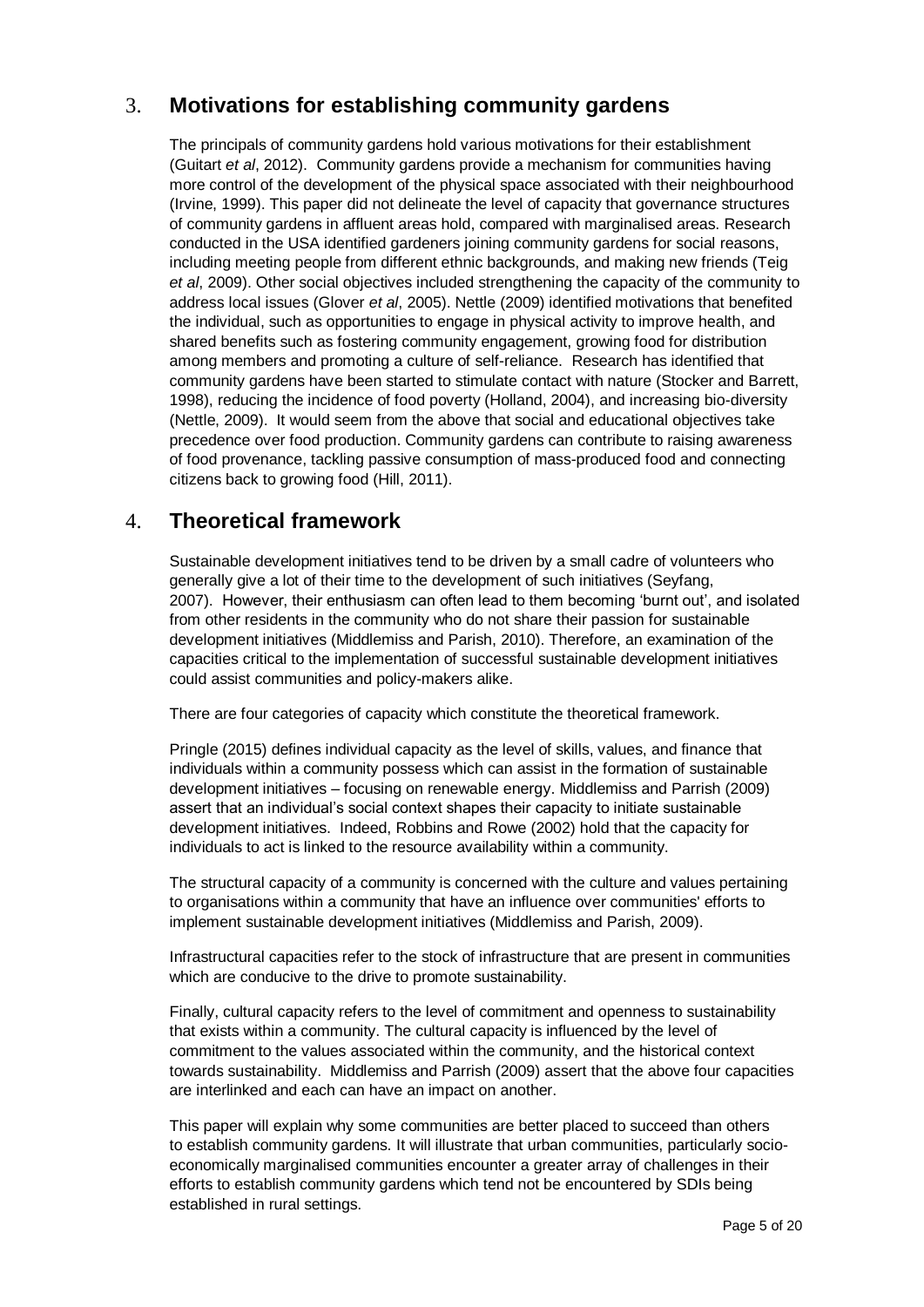## 3. Motivations for establishing community gardens

The principals of community gardens hold various motivations for their establishment (Guitart *et al*, 2012). Community gardens provide a mechanism for communities having more control of the development of the physical space associated with their neighbourhood (Irvine, 1999). This paper did not delineate the level of capacity that governance structures of community gardens in affluent areas hold, compared with marginalised areas. Research conducted in the USA identified gardeners joining community gardens for social reasons, including meeting people from different ethnic backgrounds, and making new friends (Teig *et al*, 2009). Other social objectives included strengthening the capacity of the community to address local issues (Glover *et al*, 2005). Nettle (2009) identified motivations that benefited the individual, such as opportunities to engage in physical activity to improve health, and shared benefits such as fostering community engagement, growing food for distribution among members and promoting a culture of self-reliance. Research has identified that community gardens have been started to stimulate contact with nature (Stocker and Barrett, 1998), reducing the incidence of food poverty (Holland, 2004), and increasing bio-diversity (Nettle, 2009). It would seem from the above that social and educational objectives take precedence over food production. Community gardens can contribute to raising awareness of food provenance, tackling passive consumption of mass-produced food and connecting citizens back to growing food (Hill, 2011).

## 4. Theoretical framework

Sustainable development initiatives tend to be driven by a small cadre of volunteers who generally give a lot of their time to the development of such initiatives (Seyfang, 2007). However, their enthusiasm can often lead to them becoming 'burnt out', and isolated from other residents in the community who do not share their passion for sustainable development initiatives (Middlemiss and Parish, 2010). Therefore, an examination of the capacities critical to the implementation of successful sustainable development initiatives could assist communities and policy-makers alike.

There are four categories of capacity which constitute the theoretical framework.

Pringle (2015) defines individual capacity as the level of skills, values, and finance that individuals within a community possess which can assist in the formation of sustainable development initiatives – focusing on renewable energy. Middlemiss and Parrish (2009) assert that an individual's social context shapes their capacity to initiate sustainable development initiatives. Indeed, Robbins and Rowe (2002) hold that the capacity for individuals to act is linked to the resource availability within a community.

The structural capacity of a community is concerned with the culture and values pertaining to organisations within a community that have an influence over communities' efforts to implement sustainable development initiatives (Middlemiss and Parish, 2009).

Infrastructural capacities refer to the stock of infrastructure that are present in communities which are conducive to the drive to promote sustainability.

Finally, cultural capacity refers to the level of commitment and openness to sustainability that exists within a community. The cultural capacity is influenced by the level of commitment to the values associated within the community, and the historical context towards sustainability. Middlemiss and Parrish (2009) assert that the above four capacities are interlinked and each can have an impact on another.

This paper will explain why some communities are better placed to succeed than others to establish community gardens. It will illustrate that urban communities, particularly socio-economically marginalised communities encounter a greater array of challenges in their efforts to establish community gardens which tend not be encountered by SDIs being established in rural settings.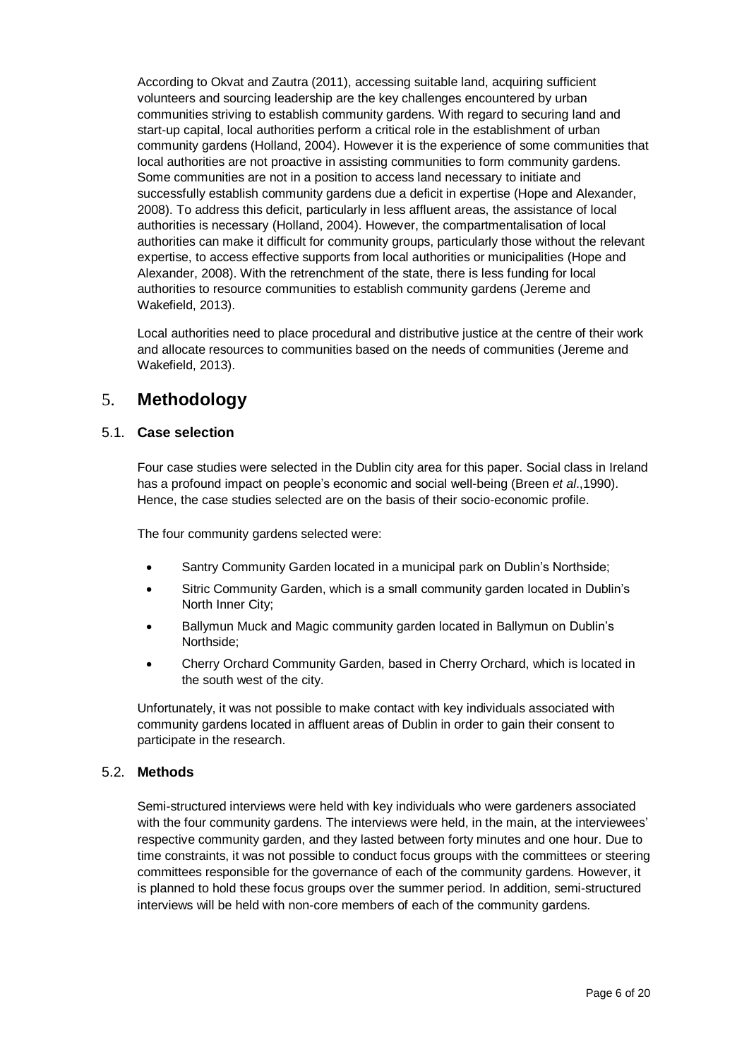According to Okvat and Zautra (2011), accessing suitable land, acquiring sufficient volunteers and sourcing leadership are the key challenges encountered by urban communities striving to establish community gardens. With regard to securing land and start-up capital, local authorities perform a critical role in the establishment of urban community gardens (Holland, 2004). However it is the experience of some communities that local authorities are not proactive in assisting communities to form community gardens. Some communities are not in a position to access land necessary to initiate and successfully establish community gardens due a deficit in expertise (Hope and Alexander, 2008). To address this deficit, particularly in less affluent areas, the assistance of local authorities is necessary (Holland, 2004). However, the compartmentalisation of local authorities can make it difficult for community groups, particularly those without the relevant expertise, to access effective supports from local authorities or municipalities (Hope and Alexander, 2008). With the retrenchment of the state, there is less funding for local authorities to resource communities to establish community gardens (Jereme and Wakefield, 2013).

Local authorities need to place procedural and distributive justice at the centre of their work and allocate resources to communities based on the needs of communities (Jereme and Wakefield, 2013).

# 5. Methodology

## 5.1. Case selection

Four case studies were selected in the Dublin city area for this paper. Social class in Ireland has a profound impact on people's economic and social well-being (Breen *et al*.,1990). Hence, the case studies selected are on the basis of their socio-economic profile.

The four community gardens selected were:

- Santry Community Garden located in a municipal park on Dublin's Northside;
- Sitric Community Garden, which is a small community garden located in Dublin's North Inner City;
- Ballymun Muck and Magic community garden located in Ballymun on Dublin's Northside;
- Cherry Orchard Community Garden, based in Cherry Orchard, which is located in the south west of the city.

Unfortunately, it was not possible to make contact with key individuals associated with community gardens located in affluent areas of Dublin in order to gain their consent to participate in the research.

## 5.2. Methods

Semi-structured interviews were held with key individuals who were gardeners associated with the four community gardens. The interviews were held, in the main, at the interviewees' respective community garden, and they lasted between forty minutes and one hour. Due to time constraints, it was not possible to conduct focus groups with the committees or steering committees responsible for the governance of each of the community gardens. However, it is planned to hold these focus groups over the summer period. In addition, semi-structured interviews will be held with non-core members of each of the community gardens.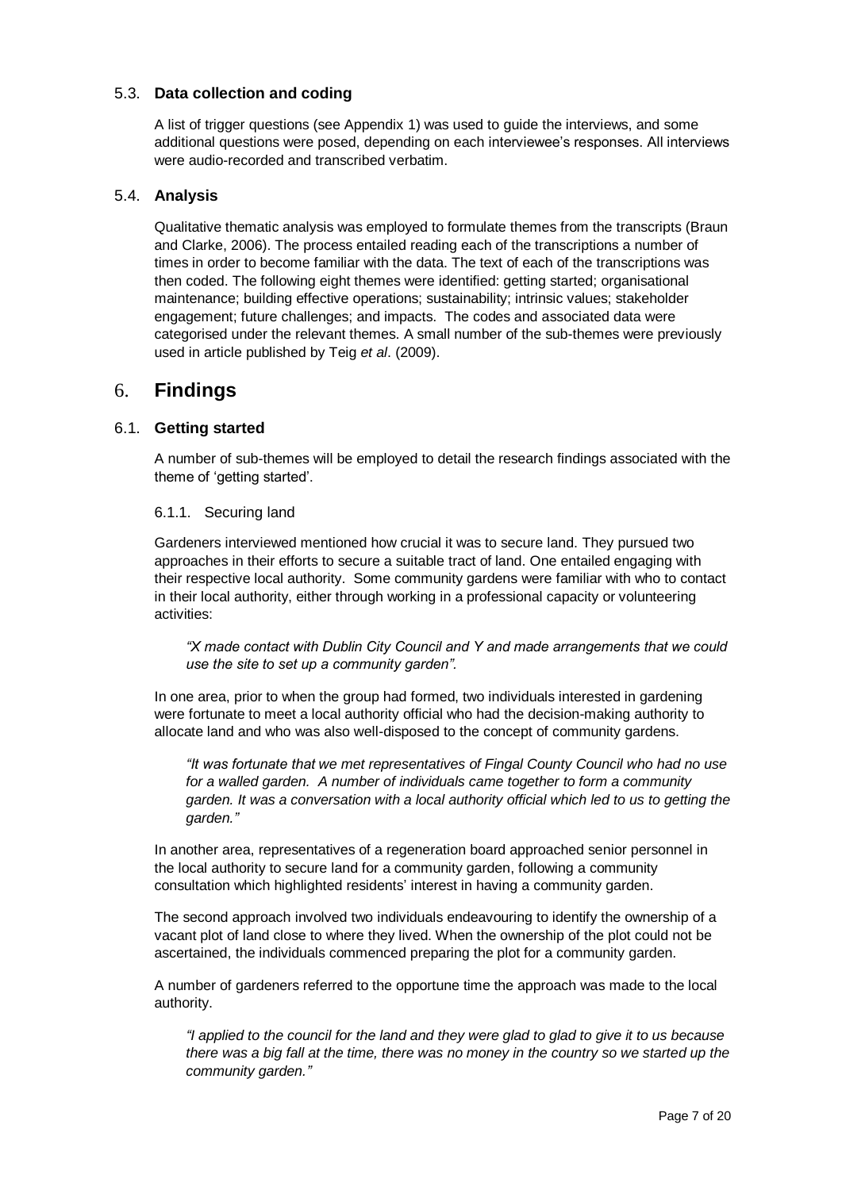### 5.3. Data collection and coding

A list of trigger questions (see Appendix 1) was used to guide the interviews, and some additional questions were posed, depending on each interviewee's responses. All interviews were audio-recorded and transcribed verbatim.

### 5.4. Analysis

Qualitative thematic analysis was employed to formulate themes from the transcripts (Braun and Clarke, 2006). The process entailed reading each of the transcriptions a number of times in order to become familiar with the data. The text of each of the transcriptions was then coded. The following eight themes were identified: getting started; organisational maintenance; building effective operations; sustainability; intrinsic values; stakeholder engagement; future challenges; and impacts. The codes and associated data were categorised under the relevant themes. A small number of the sub-themes were previously used in article published by Teig *et al*. (2009).

## 6. Findings

### 6.1. Getting started

A number of sub-themes will be employed to detail the research findings associated with the theme of 'getting started'.

#### 6.1.1. Securing land

Gardeners interviewed mentioned how crucial it was to secure land. They pursued two approaches in their efforts to secure a suitable tract of land. One entailed engaging with their respective local authority. Some community gardens were familiar with who to contact in their local authority, either through working in a professional capacity or volunteering activities:

> *"X made contact with Dublin City Council and Y and made arrangements that we could use the site to set up a community garden".*

In one area, prior to when the group had formed, two individuals interested in gardening were fortunate to meet a local authority official who had the decision-making authority to allocate land and who was also well-disposed to the concept of community gardens.

> *"It was fortunate that we met representatives of Fingal County Council who had no use for a walled garden. A number of individuals came together to form a community garden. It was a conversation with a local authority official which led to us to getting the garden."*

In another area, representatives of a regeneration board approached senior personnel in the local authority to secure land for a community garden, following a community consultation which highlighted residents' interest in having a community garden.

The second approach involved two individuals endeavouring to identify the ownership of a vacant plot of land close to where they lived. When the ownership of the plot could not be ascertained, the individuals commenced preparing the plot for a community garden.

A number of gardeners referred to the opportune time the approach was made to the local authority.

> *"I applied to the council for the land and they were glad to glad to give it to us because there was a big fall at the time, there was no money in the country so we started up the community garden."*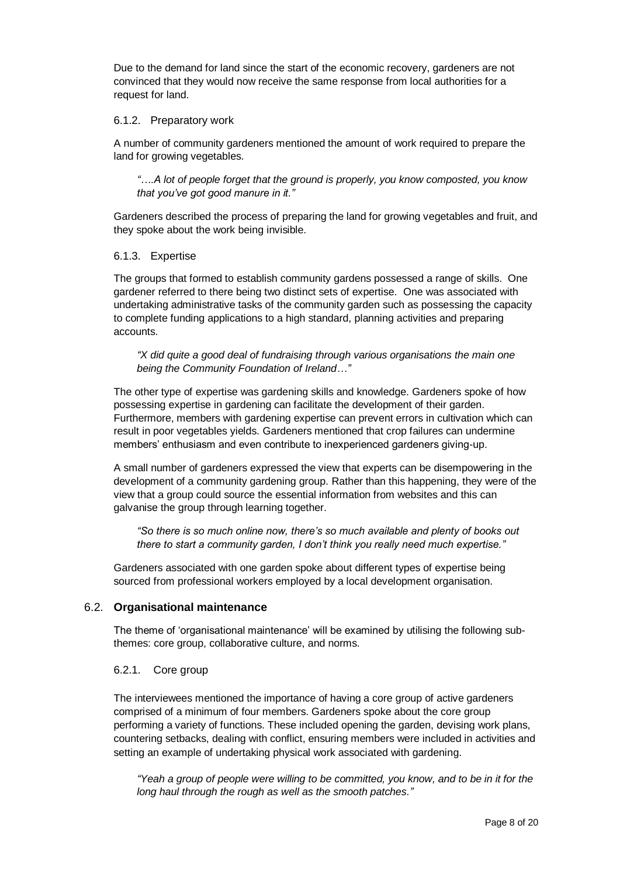Due to the demand for land since the start of the economic recovery, gardeners are not convinced that they would now receive the same response from local authorities for a request for land.

#### 6.1.2. Preparatory work

A number of community gardeners mentioned the amount of work required to prepare the land for growing vegetables.

> *"….A lot of people forget that the ground is properly, you know composted, you know that you've got good manure in it."*

Gardeners described the process of preparing the land for growing vegetables and fruit, and they spoke about the work being invisible.

#### 6.1.3. Expertise

The groups that formed to establish community gardens possessed a range of skills. One gardener referred to there being two distinct sets of expertise. One was associated with undertaking administrative tasks of the community garden such as possessing the capacity to complete funding applications to a high standard, planning activities and preparing accounts.

> *"X did quite a good deal of fundraising through various organisations the main one being the Community Foundation of Ireland…"*

The other type of expertise was gardening skills and knowledge. Gardeners spoke of how possessing expertise in gardening can facilitate the development of their garden. Furthermore, members with gardening expertise can prevent errors in cultivation which can result in poor vegetables yields. Gardeners mentioned that crop failures can undermine members' enthusiasm and even contribute to inexperienced gardeners giving-up.

A small number of gardeners expressed the view that experts can be disempowering in the development of a community gardening group. Rather than this happening, they were of the view that a group could source the essential information from websites and this can galvanise the group through learning together.

> *"So there is so much online now, there's so much available and plenty of books out there to start a community garden, I don't think you really need much expertise."*

Gardeners associated with one garden spoke about different types of expertise being sourced from professional workers employed by a local development organisation.

### 6.2. **Organisational maintenance**

The theme of 'organisational maintenance' will be examined by utilising the following sub-themes: core group, collaborative culture, and norms.

#### 6.2.1. Core group

The interviewees mentioned the importance of having a core group of active gardeners comprised of a minimum of four members. Gardeners spoke about the core group performing a variety of functions. These included opening the garden, devising work plans, countering setbacks, dealing with conflict, ensuring members were included in activities and setting an example of undertaking physical work associated with gardening.

> *"Yeah a group of people were willing to be committed, you know, and to be in it for the long haul through the rough as well as the smooth patches."*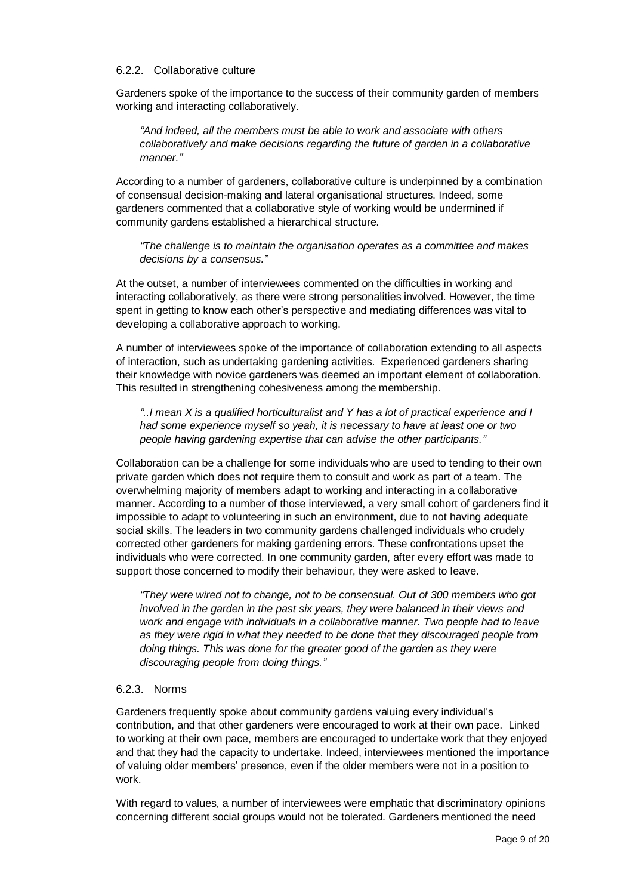### 6.2.2. Collaborative culture

Gardeners spoke of the importance to the success of their community garden of members working and interacting collaboratively.

> *"And indeed, all the members must be able to work and associate with others collaboratively and make decisions regarding the future of garden in a collaborative manner."*

According to a number of gardeners, collaborative culture is underpinned by a combination of consensual decision-making and lateral organisational structures. Indeed, some gardeners commented that a collaborative style of working would be undermined if community gardens established a hierarchical structure.

> *"The challenge is to maintain the organisation operates as a committee and makes decisions by a consensus."*

At the outset, a number of interviewees commented on the difficulties in working and interacting collaboratively, as there were strong personalities involved. However, the time spent in getting to know each other's perspective and mediating differences was vital to developing a collaborative approach to working.

A number of interviewees spoke of the importance of collaboration extending to all aspects of interaction, such as undertaking gardening activities. Experienced gardeners sharing their knowledge with novice gardeners was deemed an important element of collaboration. This resulted in strengthening cohesiveness among the membership.

> *"..I mean X is a qualified horticulturalist and Y has a lot of practical experience and I had some experience myself so yeah, it is necessary to have at least one or two people having gardening expertise that can advise the other participants."*

Collaboration can be a challenge for some individuals who are used to tending to their own private garden which does not require them to consult and work as part of a team. The overwhelming majority of members adapt to working and interacting in a collaborative manner. According to a number of those interviewed, a very small cohort of gardeners find it impossible to adapt to volunteering in such an environment, due to not having adequate social skills. The leaders in two community gardens challenged individuals who crudely corrected other gardeners for making gardening errors. These confrontations upset the individuals who were corrected. In one community garden, after every effort was made to support those concerned to modify their behaviour, they were asked to leave.

> *"They were wired not to change, not to be consensual. Out of 300 members who got involved in the garden in the past six years, they were balanced in their views and work and engage with individuals in a collaborative manner. Two people had to leave as they were rigid in what they needed to be done that they discouraged people from doing things. This was done for the greater good of the garden as they were discouraging people from doing things."*

### 6.2.3. Norms

Gardeners frequently spoke about community gardens valuing every individual's contribution, and that other gardeners were encouraged to work at their own pace. Linked to working at their own pace, members are encouraged to undertake work that they enjoyed and that they had the capacity to undertake. Indeed, interviewees mentioned the importance of valuing older members' presence, even if the older members were not in a position to work.

With regard to values, a number of interviewees were emphatic that discriminatory opinions concerning different social groups would not be tolerated. Gardeners mentioned the need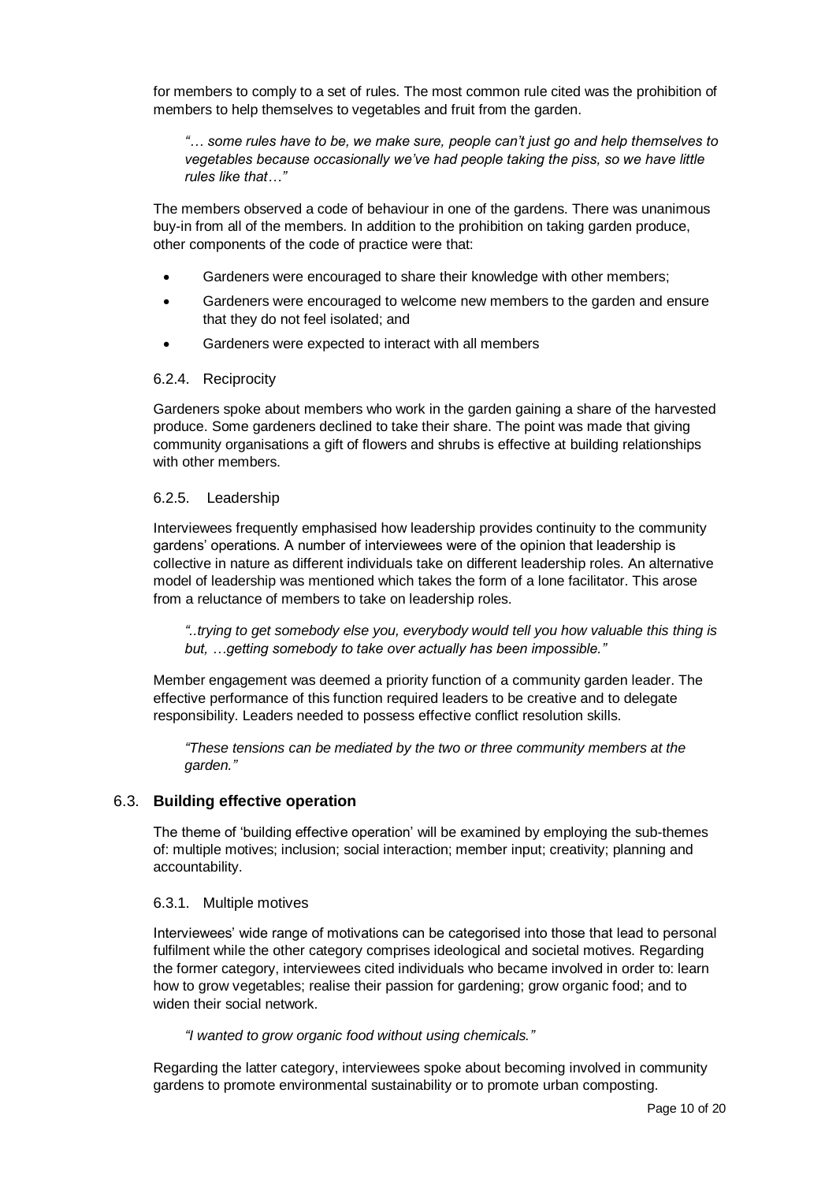for members to comply to a set of rules. The most common rule cited was the prohibition of members to help themselves to vegetables and fruit from the garden.

> *"… some rules have to be, we make sure, people can't just go and help themselves to vegetables because occasionally we've had people taking the piss, so we have little rules like that…"*

The members observed a code of behaviour in one of the gardens. There was unanimous buy-in from all of the members. In addition to the prohibition on taking garden produce, other components of the code of practice were that:

- Gardeners were encouraged to share their knowledge with other members;
- Gardeners were encouraged to welcome new members to the garden and ensure that they do not feel isolated; and
- Gardeners were expected to interact with all members

#### 6.2.4. Reciprocity

Gardeners spoke about members who work in the garden gaining a share of the harvested produce. Some gardeners declined to take their share. The point was made that giving community organisations a gift of flowers and shrubs is effective at building relationships with other members.

#### 6.2.5. Leadership

Interviewees frequently emphasised how leadership provides continuity to the community gardens' operations. A number of interviewees were of the opinion that leadership is collective in nature as different individuals take on different leadership roles. An alternative model of leadership was mentioned which takes the form of a lone facilitator. This arose from a reluctance of members to take on leadership roles.

> *"..trying to get somebody else you, everybody would tell you how valuable this thing is but, …getting somebody to take over actually has been impossible."*

Member engagement was deemed a priority function of a community garden leader. The effective performance of this function required leaders to be creative and to delegate responsibility. Leaders needed to possess effective conflict resolution skills.

> *"These tensions can be mediated by the two or three community members at the garden."*

### 6.3. Building effective operation

The theme of 'building effective operation' will be examined by employing the sub-themes of: multiple motives; inclusion; social interaction; member input; creativity; planning and accountability.

#### 6.3.1. Multiple motives

Interviewees' wide range of motivations can be categorised into those that lead to personal fulfilment while the other category comprises ideological and societal motives. Regarding the former category, interviewees cited individuals who became involved in order to: learn how to grow vegetables; realise their passion for gardening; grow organic food; and to widen their social network.

> *"I wanted to grow organic food without using chemicals."*

Regarding the latter category, interviewees spoke about becoming involved in community gardens to promote environmental sustainability or to promote urban composting.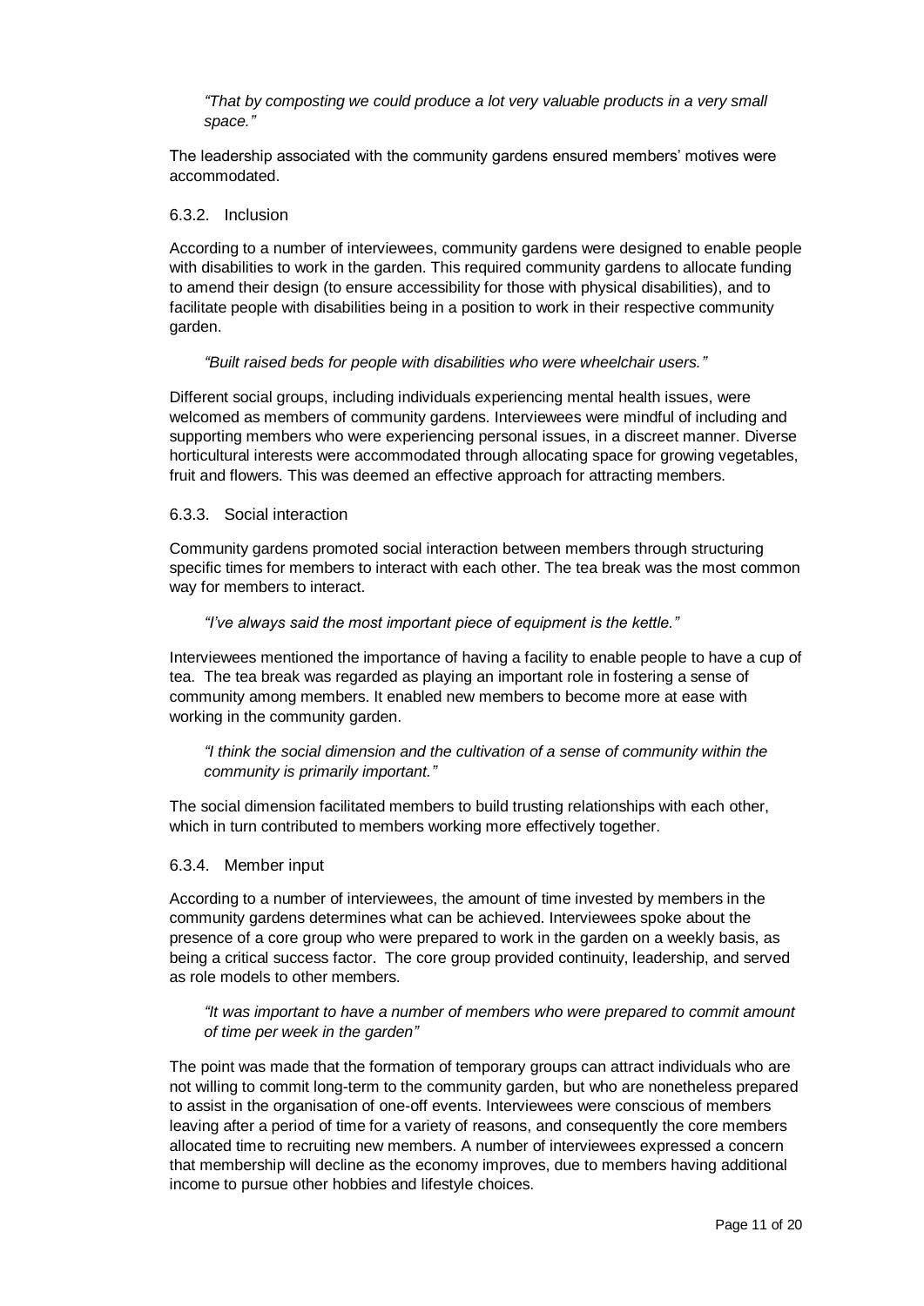> *"That by composting we could produce a lot very valuable products in a very small space."*

The leadership associated with the community gardens ensured members' motives were accommodated.

### 6.3.2. Inclusion

According to a number of interviewees, community gardens were designed to enable people with disabilities to work in the garden. This required community gardens to allocate funding to amend their design (to ensure accessibility for those with physical disabilities), and to facilitate people with disabilities being in a position to work in their respective community garden.

> *"Built raised beds for people with disabilities who were wheelchair users."*

Different social groups, including individuals experiencing mental health issues, were welcomed as members of community gardens. Interviewees were mindful of including and supporting members who were experiencing personal issues, in a discreet manner. Diverse horticultural interests were accommodated through allocating space for growing vegetables, fruit and flowers. This was deemed an effective approach for attracting members.

### 6.3.3. Social interaction

Community gardens promoted social interaction between members through structuring specific times for members to interact with each other. The tea break was the most common way for members to interact.

> *"I've always said the most important piece of equipment is the kettle."*

Interviewees mentioned the importance of having a facility to enable people to have a cup of tea. The tea break was regarded as playing an important role in fostering a sense of community among members. It enabled new members to become more at ease with working in the community garden.

> *"I think the social dimension and the cultivation of a sense of community within the community is primarily important."*

The social dimension facilitated members to build trusting relationships with each other, which in turn contributed to members working more effectively together.

### 6.3.4. Member input

According to a number of interviewees, the amount of time invested by members in the community gardens determines what can be achieved. Interviewees spoke about the presence of a core group who were prepared to work in the garden on a weekly basis, as being a critical success factor. The core group provided continuity, leadership, and served as role models to other members.

> *"It was important to have a number of members who were prepared to commit amount of time per week in the garden"*

The point was made that the formation of temporary groups can attract individuals who are not willing to commit long-term to the community garden, but who are nonetheless prepared to assist in the organisation of one-off events. Interviewees were conscious of members leaving after a period of time for a variety of reasons, and consequently the core members allocated time to recruiting new members. A number of interviewees expressed a concern that membership will decline as the economy improves, due to members having additional income to pursue other hobbies and lifestyle choices.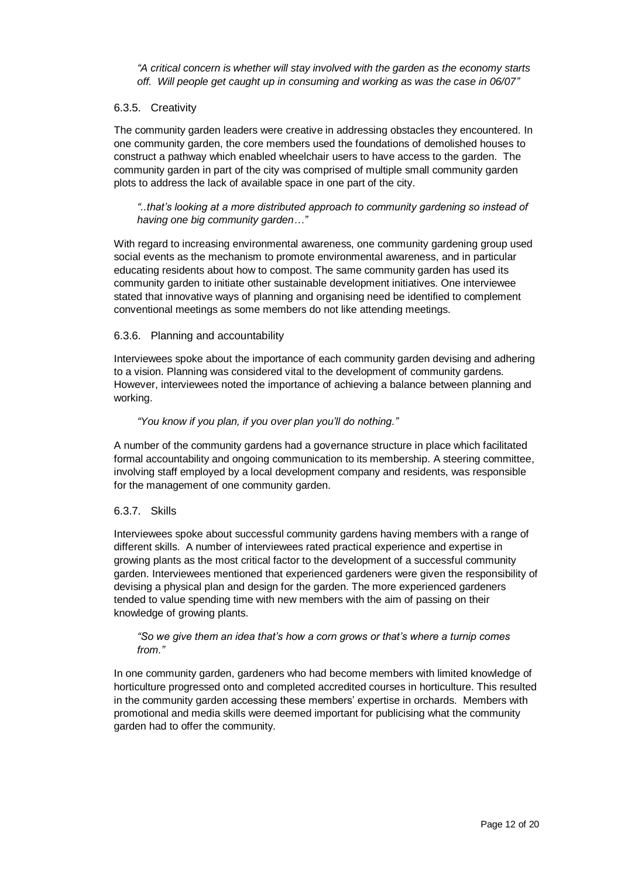*"A critical concern is whether will stay involved with the garden as the economy starts off. Will people get caught up in consuming and working as was the case in 06/07"*

### 6.3.5. Creativity

The community garden leaders were creative in addressing obstacles they encountered. In one community garden, the core members used the foundations of demolished houses to construct a pathway which enabled wheelchair users to have access to the garden. The community garden in part of the city was comprised of multiple small community garden plots to address the lack of available space in one part of the city.

*"..that's looking at a more distributed approach to community gardening so instead of having one big community garden…"*

With regard to increasing environmental awareness, one community gardening group used social events as the mechanism to promote environmental awareness, and in particular educating residents about how to compost. The same community garden has used its community garden to initiate other sustainable development initiatives. One interviewee stated that innovative ways of planning and organising need be identified to complement conventional meetings as some members do not like attending meetings.

### 6.3.6. Planning and accountability

Interviewees spoke about the importance of each community garden devising and adhering to a vision. Planning was considered vital to the development of community gardens. However, interviewees noted the importance of achieving a balance between planning and working.

*"You know if you plan, if you over plan you'll do nothing."*

A number of the community gardens had a governance structure in place which facilitated formal accountability and ongoing communication to its membership. A steering committee, involving staff employed by a local development company and residents, was responsible for the management of one community garden.

### 6.3.7. Skills

Interviewees spoke about successful community gardens having members with a range of different skills. A number of interviewees rated practical experience and expertise in growing plants as the most critical factor to the development of a successful community garden. Interviewees mentioned that experienced gardeners were given the responsibility of devising a physical plan and design for the garden. The more experienced gardeners tended to value spending time with new members with the aim of passing on their knowledge of growing plants.

*"So we give them an idea that's how a corn grows or that's where a turnip comes from."*

In one community garden, gardeners who had become members with limited knowledge of horticulture progressed onto and completed accredited courses in horticulture. This resulted in the community garden accessing these members' expertise in orchards. Members with promotional and media skills were deemed important for publicising what the community garden had to offer the community.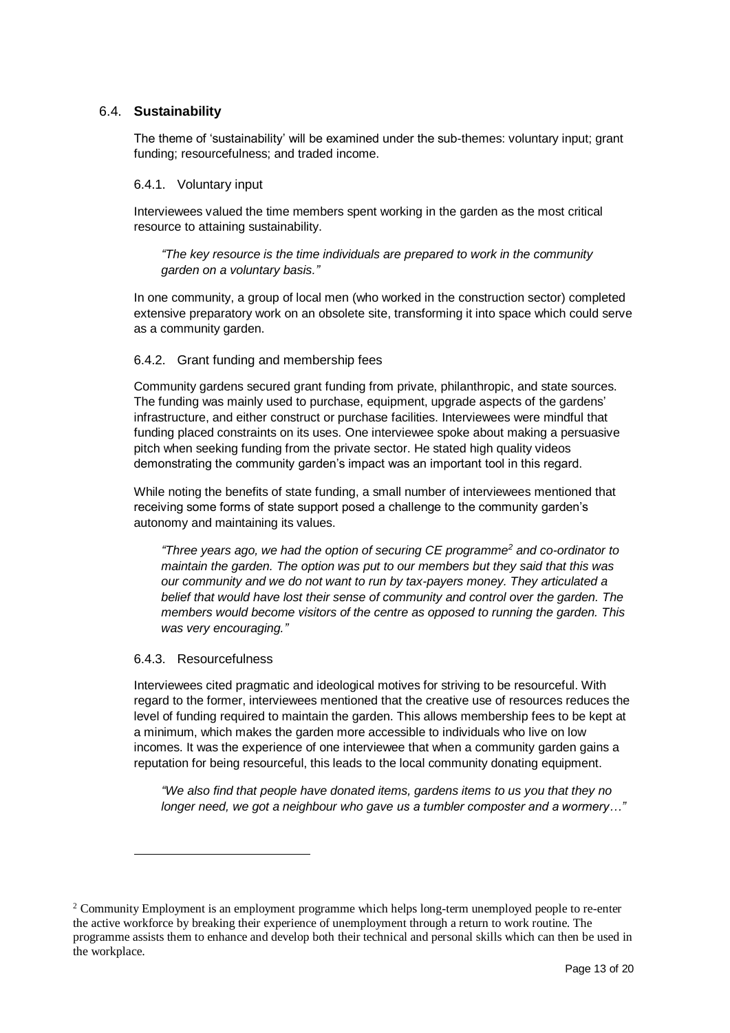### 6.4. **Sustainability**

The theme of 'sustainability' will be examined under the sub-themes: voluntary input; grant funding; resourcefulness; and traded income.

#### 6.4.1. Voluntary input

Interviewees valued the time members spent working in the garden as the most critical resource to attaining sustainability.

> *"The key resource is the time individuals are prepared to work in the community garden on a voluntary basis."*

In one community, a group of local men (who worked in the construction sector) completed extensive preparatory work on an obsolete site, transforming it into space which could serve as a community garden.

#### 6.4.2. Grant funding and membership fees

Community gardens secured grant funding from private, philanthropic, and state sources. The funding was mainly used to purchase, equipment, upgrade aspects of the gardens' infrastructure, and either construct or purchase facilities. Interviewees were mindful that funding placed constraints on its uses. One interviewee spoke about making a persuasive pitch when seeking funding from the private sector. He stated high quality videos demonstrating the community garden's impact was an important tool in this regard.

While noting the benefits of state funding, a small number of interviewees mentioned that receiving some forms of state support posed a challenge to the community garden's autonomy and maintaining its values.

> *"Three years ago, we had the option of securing CE programme[2] and co-ordinator to maintain the garden. The option was put to our members but they said that this was our community and we do not want to run by tax-payers money. They articulated a belief that would have lost their sense of community and control over the garden. The members would become visitors of the centre as opposed to running the garden. This was very encouraging."*

#### 6.4.3. Resourcefulness

Interviewees cited pragmatic and ideological motives for striving to be resourceful. With regard to the former, interviewees mentioned that the creative use of resources reduces the level of funding required to maintain the garden. This allows membership fees to be kept at a minimum, which makes the garden more accessible to individuals who live on low incomes. It was the experience of one interviewee that when a community garden gains a reputation for being resourceful, this leads to the local community donating equipment.

> *"We also find that people have donated items, gardens items to us you that they no longer need, we got a neighbour who gave us a tumbler composter and a wormery…"*

---

[2] Community Employment is an employment programme which helps long-term unemployed people to re-enter the active workforce by breaking their experience of unemployment through a return to work routine. The programme assists them to enhance and develop both their technical and personal skills which can then be used in the workplace.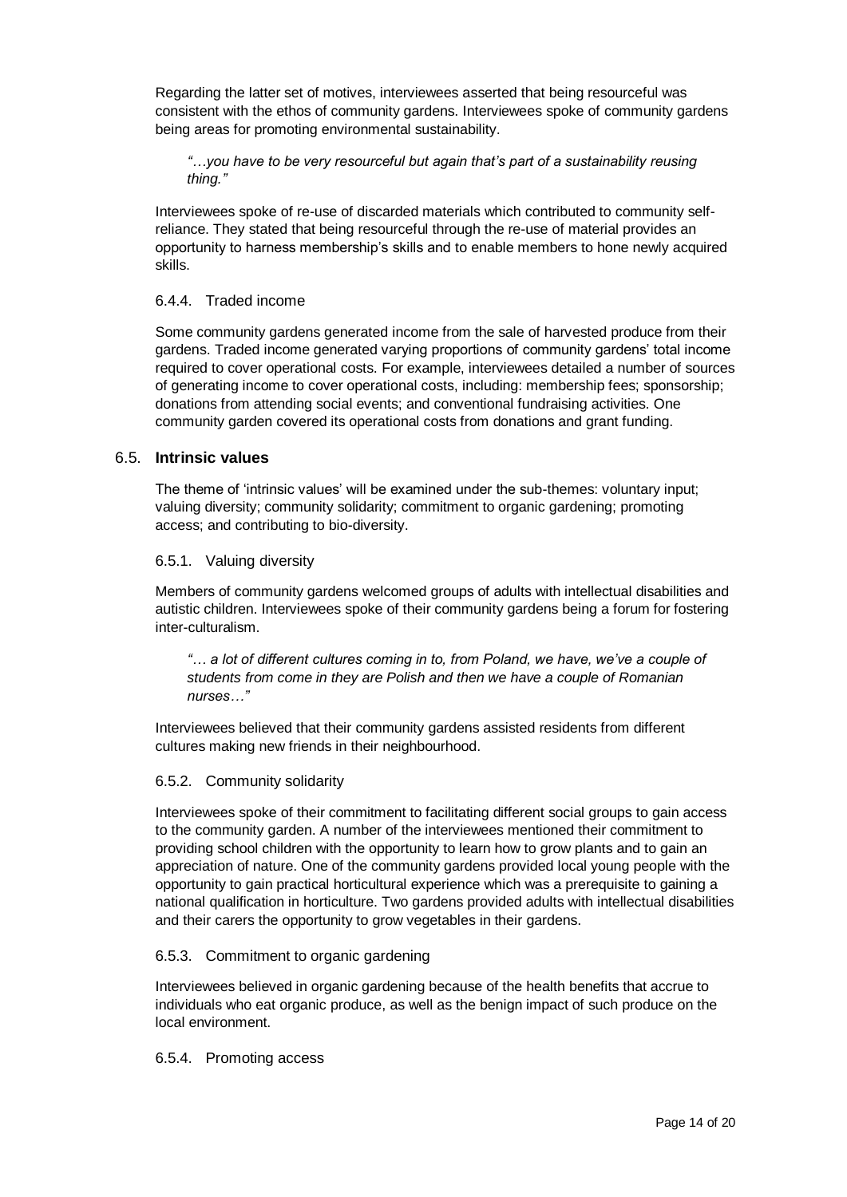Regarding the latter set of motives, interviewees asserted that being resourceful was consistent with the ethos of community gardens. Interviewees spoke of community gardens being areas for promoting environmental sustainability.

> *"…you have to be very resourceful but again that's part of a sustainability reusing thing."*

Interviewees spoke of re-use of discarded materials which contributed to community self-reliance. They stated that being resourceful through the re-use of material provides an opportunity to harness membership's skills and to enable members to hone newly acquired skills.

#### 6.4.4. Traded income

Some community gardens generated income from the sale of harvested produce from their gardens. Traded income generated varying proportions of community gardens' total income required to cover operational costs. For example, interviewees detailed a number of sources of generating income to cover operational costs, including: membership fees; sponsorship; donations from attending social events; and conventional fundraising activities. One community garden covered its operational costs from donations and grant funding.

### 6.5. **Intrinsic values**

The theme of 'intrinsic values' will be examined under the sub-themes: voluntary input; valuing diversity; community solidarity; commitment to organic gardening; promoting access; and contributing to bio-diversity.

#### 6.5.1. Valuing diversity

Members of community gardens welcomed groups of adults with intellectual disabilities and autistic children. Interviewees spoke of their community gardens being a forum for fostering inter-culturalism.

> *"… a lot of different cultures coming in to, from Poland, we have, we've a couple of students from come in they are Polish and then we have a couple of Romanian nurses…"*

Interviewees believed that their community gardens assisted residents from different cultures making new friends in their neighbourhood.

#### 6.5.2. Community solidarity

Interviewees spoke of their commitment to facilitating different social groups to gain access to the community garden. A number of the interviewees mentioned their commitment to providing school children with the opportunity to learn how to grow plants and to gain an appreciation of nature. One of the community gardens provided local young people with the opportunity to gain practical horticultural experience which was a prerequisite to gaining a national qualification in horticulture. Two gardens provided adults with intellectual disabilities and their carers the opportunity to grow vegetables in their gardens.

#### 6.5.3. Commitment to organic gardening

Interviewees believed in organic gardening because of the health benefits that accrue to individuals who eat organic produce, as well as the benign impact of such produce on the local environment.

#### 6.5.4. Promoting access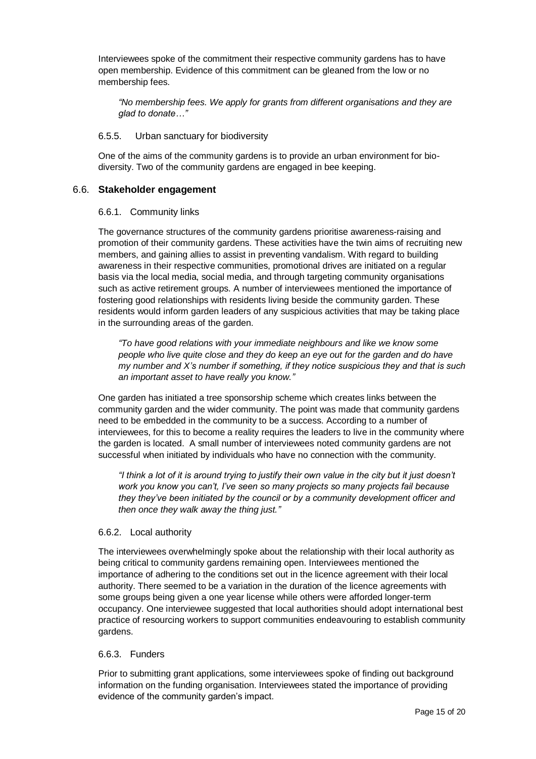Interviewees spoke of the commitment their respective community gardens has to have open membership. Evidence of this commitment can be gleaned from the low or no membership fees.

> *"No membership fees. We apply for grants from different organisations and they are glad to donate…"*

#### 6.5.5. Urban sanctuary for biodiversity

One of the aims of the community gardens is to provide an urban environment for bio-diversity. Two of the community gardens are engaged in bee keeping.

### 6.6. **Stakeholder engagement**

#### 6.6.1. Community links

The governance structures of the community gardens prioritise awareness-raising and promotion of their community gardens. These activities have the twin aims of recruiting new members, and gaining allies to assist in preventing vandalism. With regard to building awareness in their respective communities, promotional drives are initiated on a regular basis via the local media, social media, and through targeting community organisations such as active retirement groups. A number of interviewees mentioned the importance of fostering good relationships with residents living beside the community garden. These residents would inform garden leaders of any suspicious activities that may be taking place in the surrounding areas of the garden.

> *"To have good relations with your immediate neighbours and like we know some people who live quite close and they do keep an eye out for the garden and do have my number and X's number if something, if they notice suspicious they and that is such an important asset to have really you know."*

One garden has initiated a tree sponsorship scheme which creates links between the community garden and the wider community. The point was made that community gardens need to be embedded in the community to be a success. According to a number of interviewees, for this to become a reality requires the leaders to live in the community where the garden is located. A small number of interviewees noted community gardens are not successful when initiated by individuals who have no connection with the community.

> *"I think a lot of it is around trying to justify their own value in the city but it just doesn't work you know you can't, I've seen so many projects so many projects fail because they they've been initiated by the council or by a community development officer and then once they walk away the thing just."*

#### 6.6.2. Local authority

The interviewees overwhelmingly spoke about the relationship with their local authority as being critical to community gardens remaining open. Interviewees mentioned the importance of adhering to the conditions set out in the licence agreement with their local authority. There seemed to be a variation in the duration of the licence agreements with some groups being given a one year license while others were afforded longer-term occupancy. One interviewee suggested that local authorities should adopt international best practice of resourcing workers to support communities endeavouring to establish community gardens.

#### 6.6.3. Funders

Prior to submitting grant applications, some interviewees spoke of finding out background information on the funding organisation. Interviewees stated the importance of providing evidence of the community garden's impact.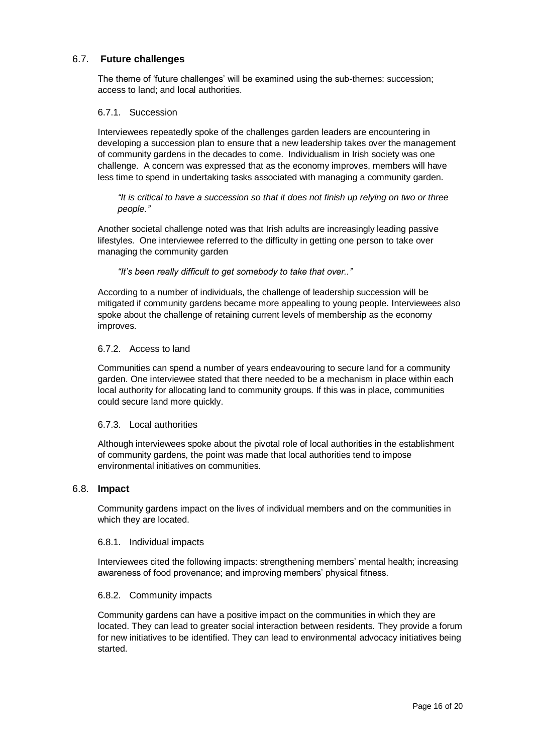## 6.7. Future challenges

The theme of 'future challenges' will be examined using the sub-themes: succession; access to land; and local authorities.

### 6.7.1. Succession

Interviewees repeatedly spoke of the challenges garden leaders are encountering in developing a succession plan to ensure that a new leadership takes over the management of community gardens in the decades to come. Individualism in Irish society was one challenge. A concern was expressed that as the economy improves, members will have less time to spend in undertaking tasks associated with managing a community garden.

> *"It is critical to have a succession so that it does not finish up relying on two or three people."*

Another societal challenge noted was that Irish adults are increasingly leading passive lifestyles. One interviewee referred to the difficulty in getting one person to take over managing the community garden

> *"It's been really difficult to get somebody to take that over.."*

According to a number of individuals, the challenge of leadership succession will be mitigated if community gardens became more appealing to young people. Interviewees also spoke about the challenge of retaining current levels of membership as the economy improves.

### 6.7.2. Access to land

Communities can spend a number of years endeavouring to secure land for a community garden. One interviewee stated that there needed to be a mechanism in place within each local authority for allocating land to community groups. If this was in place, communities could secure land more quickly.

### 6.7.3. Local authorities

Although interviewees spoke about the pivotal role of local authorities in the establishment of community gardens, the point was made that local authorities tend to impose environmental initiatives on communities.

## 6.8. Impact

Community gardens impact on the lives of individual members and on the communities in which they are located.

### 6.8.1. Individual impacts

Interviewees cited the following impacts: strengthening members' mental health; increasing awareness of food provenance; and improving members' physical fitness.

### 6.8.2. Community impacts

Community gardens can have a positive impact on the communities in which they are located. They can lead to greater social interaction between residents. They provide a forum for new initiatives to be identified. They can lead to environmental advocacy initiatives being started.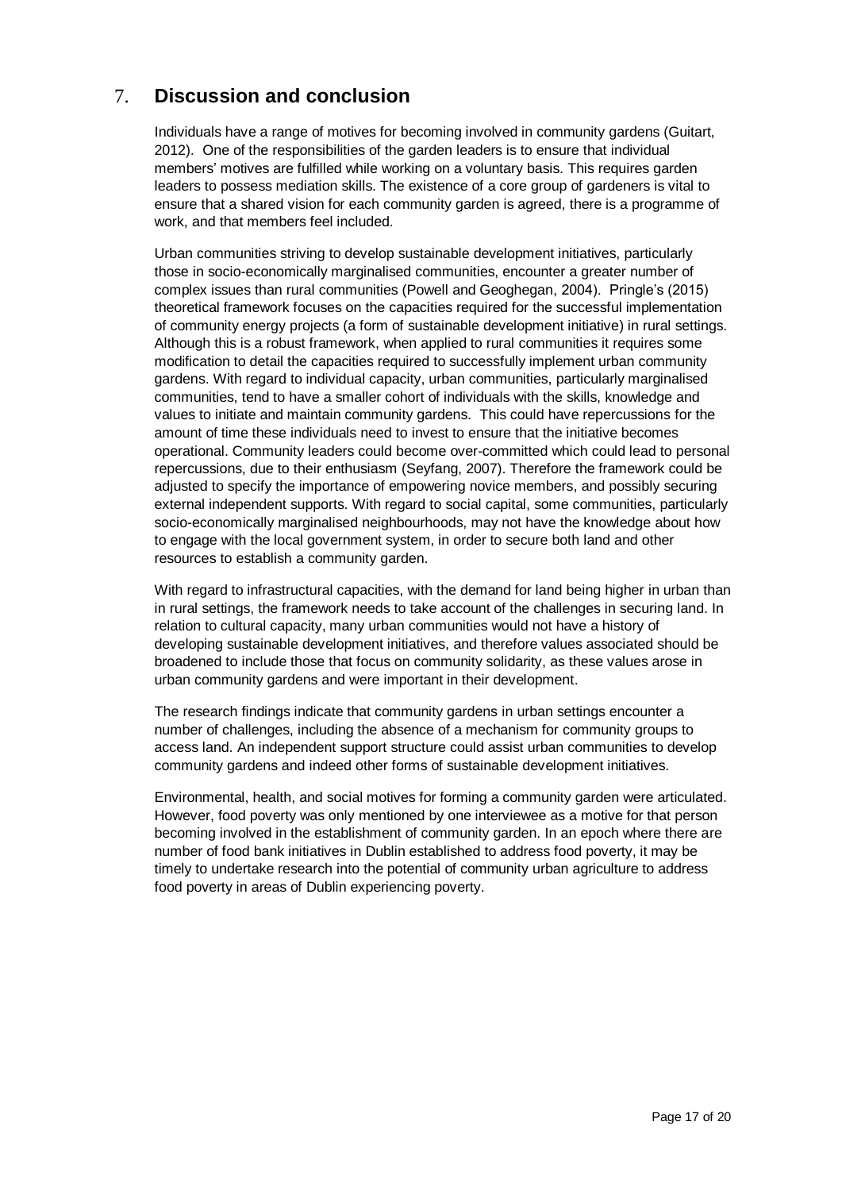## 7. Discussion and conclusion

Individuals have a range of motives for becoming involved in community gardens (Guitart, 2012). One of the responsibilities of the garden leaders is to ensure that individual members' motives are fulfilled while working on a voluntary basis. This requires garden leaders to possess mediation skills. The existence of a core group of gardeners is vital to ensure that a shared vision for each community garden is agreed, there is a programme of work, and that members feel included.

Urban communities striving to develop sustainable development initiatives, particularly those in socio-economically marginalised communities, encounter a greater number of complex issues than rural communities (Powell and Geoghegan, 2004). Pringle's (2015) theoretical framework focuses on the capacities required for the successful implementation of community energy projects (a form of sustainable development initiative) in rural settings. Although this is a robust framework, when applied to rural communities it requires some modification to detail the capacities required to successfully implement urban community gardens. With regard to individual capacity, urban communities, particularly marginalised communities, tend to have a smaller cohort of individuals with the skills, knowledge and values to initiate and maintain community gardens. This could have repercussions for the amount of time these individuals need to invest to ensure that the initiative becomes operational. Community leaders could become over-committed which could lead to personal repercussions, due to their enthusiasm (Seyfang, 2007). Therefore the framework could be adjusted to specify the importance of empowering novice members, and possibly securing external independent supports. With regard to social capital, some communities, particularly socio-economically marginalised neighbourhoods, may not have the knowledge about how to engage with the local government system, in order to secure both land and other resources to establish a community garden.

With regard to infrastructural capacities, with the demand for land being higher in urban than in rural settings, the framework needs to take account of the challenges in securing land. In relation to cultural capacity, many urban communities would not have a history of developing sustainable development initiatives, and therefore values associated should be broadened to include those that focus on community solidarity, as these values arose in urban community gardens and were important in their development.

The research findings indicate that community gardens in urban settings encounter a number of challenges, including the absence of a mechanism for community groups to access land. An independent support structure could assist urban communities to develop community gardens and indeed other forms of sustainable development initiatives.

Environmental, health, and social motives for forming a community garden were articulated. However, food poverty was only mentioned by one interviewee as a motive for that person becoming involved in the establishment of community garden. In an epoch where there are number of food bank initiatives in Dublin established to address food poverty, it may be timely to undertake research into the potential of community urban agriculture to address food poverty in areas of Dublin experiencing poverty.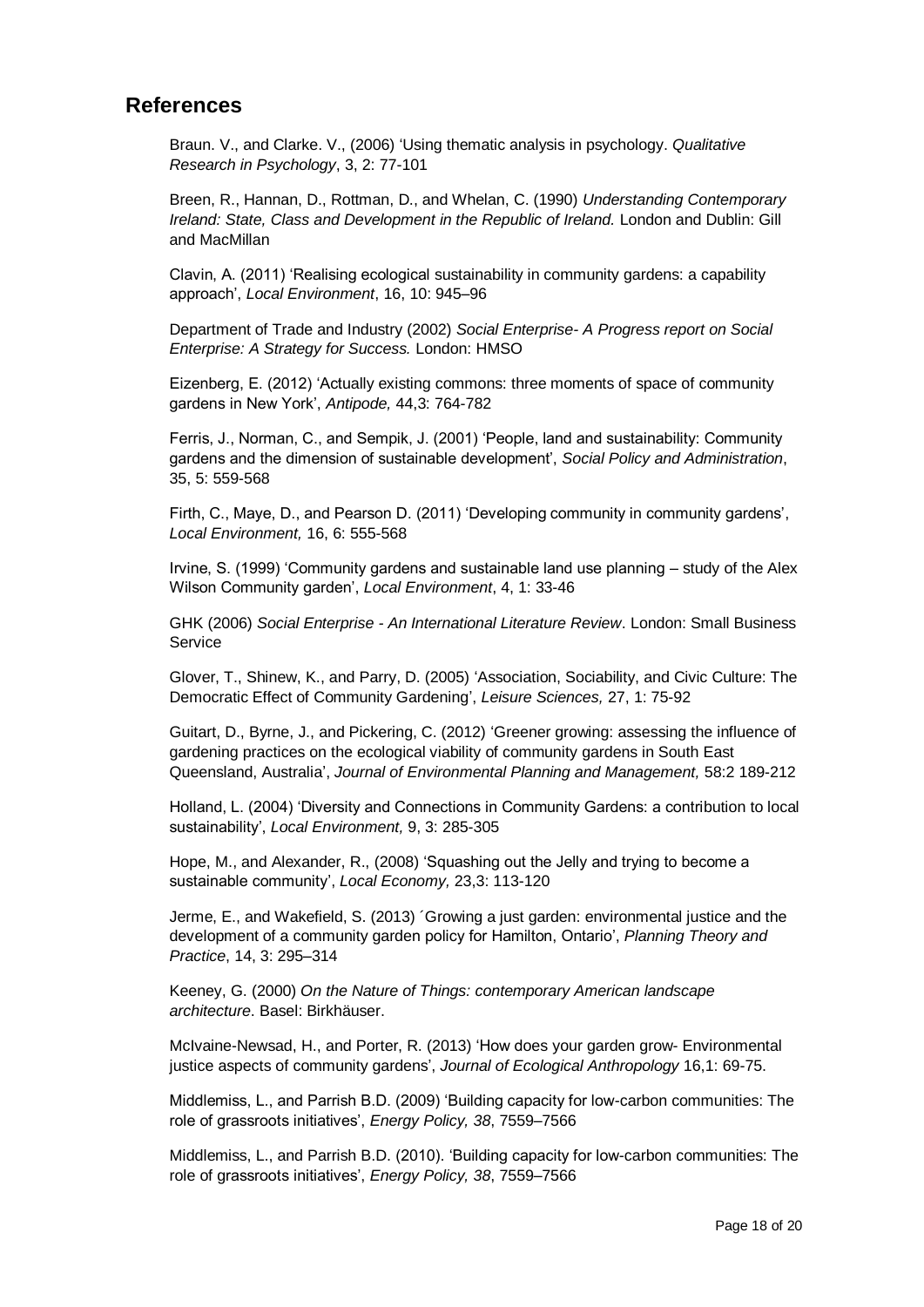## References

Braun. V., and Clarke. V., (2006) 'Using thematic analysis in psychology. *Qualitative Research in Psychology*, 3, 2: 77-101

Breen, R., Hannan, D., Rottman, D., and Whelan, C. (1990) *Understanding Contemporary Ireland: State, Class and Development in the Republic of Ireland.* London and Dublin: Gill and MacMillan

Clavin, A. (2011) 'Realising ecological sustainability in community gardens: a capability approach', *Local Environment*, 16, 10: 945–96

Department of Trade and Industry (2002) *Social Enterprise- A Progress report on Social Enterprise: A Strategy for Success.* London: HMSO

Eizenberg, E. (2012) 'Actually existing commons: three moments of space of community gardens in New York', *Antipode,* 44,3: 764-782

Ferris, J., Norman, C., and Sempik, J. (2001) 'People, land and sustainability: Community gardens and the dimension of sustainable development', *Social Policy and Administration*, 35, 5: 559-568

Firth, C., Maye, D., and Pearson D. (2011) 'Developing community in community gardens', *Local Environment,* 16, 6: 555-568

Irvine, S. (1999) 'Community gardens and sustainable land use planning – study of the Alex Wilson Community garden', *Local Environment*, 4, 1: 33-46

GHK (2006) *Social Enterprise - An International Literature Review*. London: Small Business Service

Glover, T., Shinew, K., and Parry, D. (2005) 'Association, Sociability, and Civic Culture: The Democratic Effect of Community Gardening', *Leisure Sciences,* 27, 1: 75-92

Guitart, D., Byrne, J., and Pickering, C. (2012) 'Greener growing: assessing the influence of gardening practices on the ecological viability of community gardens in South East Queensland, Australia', *Journal of Environmental Planning and Management,* 58:2 189-212

Holland, L. (2004) 'Diversity and Connections in Community Gardens: a contribution to local sustainability', *Local Environment,* 9, 3: 285-305

Hope, M., and Alexander, R., (2008) 'Squashing out the Jelly and trying to become a sustainable community', *Local Economy,* 23,3: 113-120

Jerme, E., and Wakefield, S. (2013) ´Growing a just garden: environmental justice and the development of a community garden policy for Hamilton, Ontario', *Planning Theory and Practice*, 14, 3: 295–314

Keeney, G. (2000) *On the Nature of Things: contemporary American landscape architecture*. Basel: Birkhäuser.

McIvaine-Newsad, H., and Porter, R. (2013) 'How does your garden grow- Environmental justice aspects of community gardens', *Journal of Ecological Anthropology* 16,1: 69-75.

Middlemiss, L., and Parrish B.D. (2009) 'Building capacity for low-carbon communities: The role of grassroots initiatives', *Energy Policy, 38*, 7559–7566

Middlemiss, L., and Parrish B.D. (2010). 'Building capacity for low-carbon communities: The role of grassroots initiatives', *Energy Policy, 38*, 7559–7566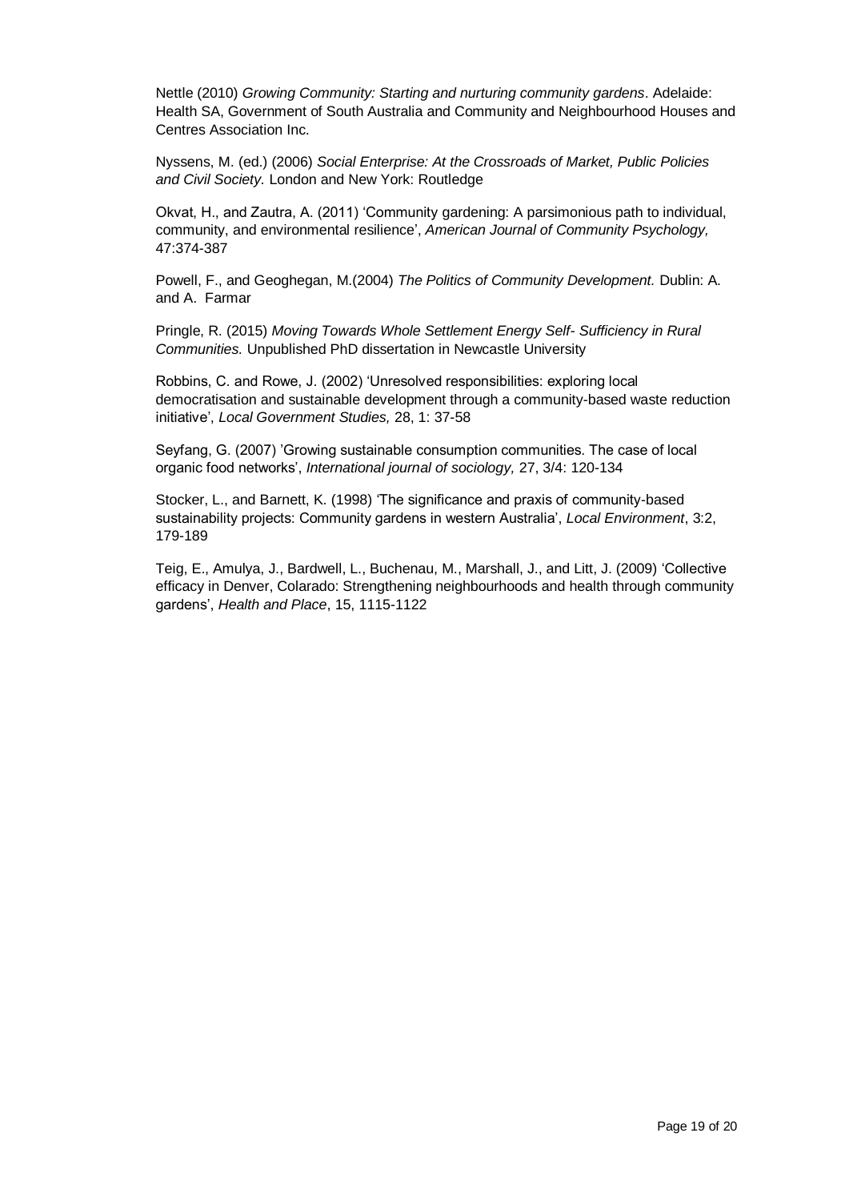Nettle (2010) *Growing Community: Starting and nurturing community gardens*. Adelaide: Health SA, Government of South Australia and Community and Neighbourhood Houses and Centres Association Inc.

Nyssens, M. (ed.) (2006) *Social Enterprise: At the Crossroads of Market, Public Policies and Civil Society.* London and New York: Routledge

Okvat, H., and Zautra, A. (2011) 'Community gardening: A parsimonious path to individual, community, and environmental resilience', *American Journal of Community Psychology,* 47:374-387

Powell, F., and Geoghegan, M.(2004) *The Politics of Community Development.* Dublin: A. and A. Farmar

Pringle, R. (2015) *Moving Towards Whole Settlement Energy Self- Sufficiency in Rural Communities.* Unpublished PhD dissertation in Newcastle University

Robbins, C. and Rowe, J. (2002) 'Unresolved responsibilities: exploring local democratisation and sustainable development through a community-based waste reduction initiative', *Local Government Studies,* 28, 1: 37-58

Seyfang, G. (2007) 'Growing sustainable consumption communities. The case of local organic food networks', *International journal of sociology,* 27, 3/4: 120-134

Stocker, L., and Barnett, K. (1998) 'The significance and praxis of community-based sustainability projects: Community gardens in western Australia', *Local Environment*, 3:2, 179-189

Teig, E., Amulya, J., Bardwell, L., Buchenau, M., Marshall, J., and Litt, J. (2009) 'Collective efficacy in Denver, Colarado: Strengthening neighbourhoods and health through community gardens', *Health and Place*, 15, 1115-1122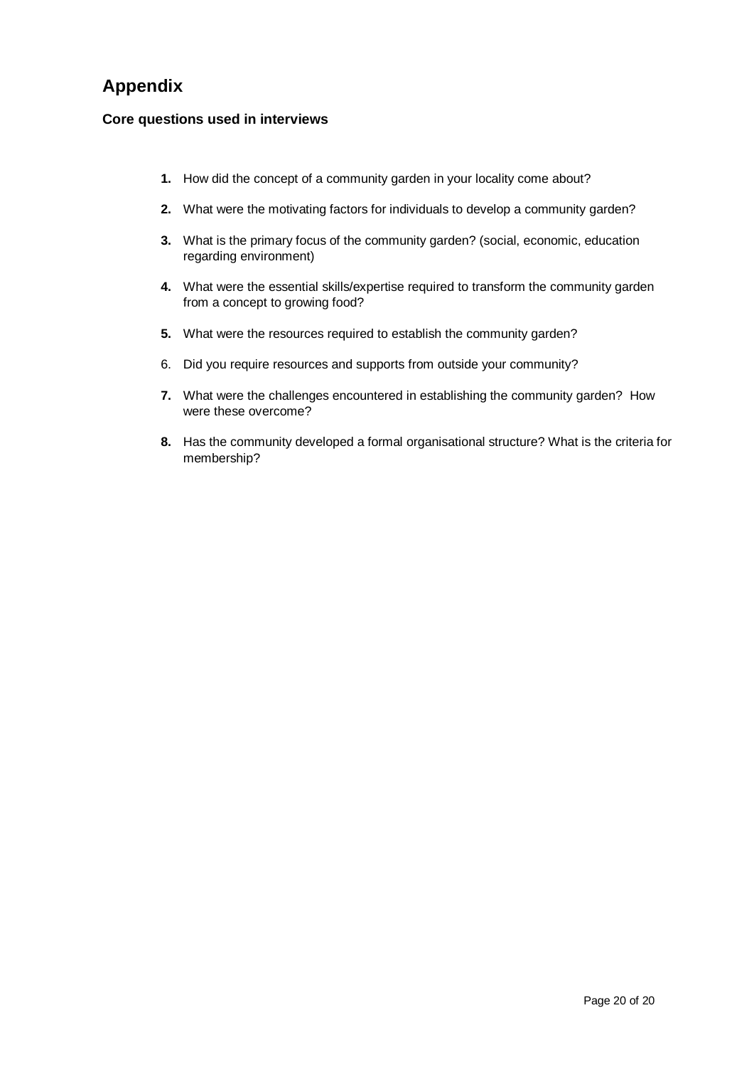## Appendix

### Core questions used in interviews

1. How did the concept of a community garden in your locality come about?
2. What were the motivating factors for individuals to develop a community garden?
3. What is the primary focus of the community garden? (social, economic, education regarding environment)
4. What were the essential skills/expertise required to transform the community garden from a concept to growing food?
5. What were the resources required to establish the community garden?
6. Did you require resources and supports from outside your community?
7. What were the challenges encountered in establishing the community garden? How were these overcome?
8. Has the community developed a formal organisational structure? What is the criteria for membership?